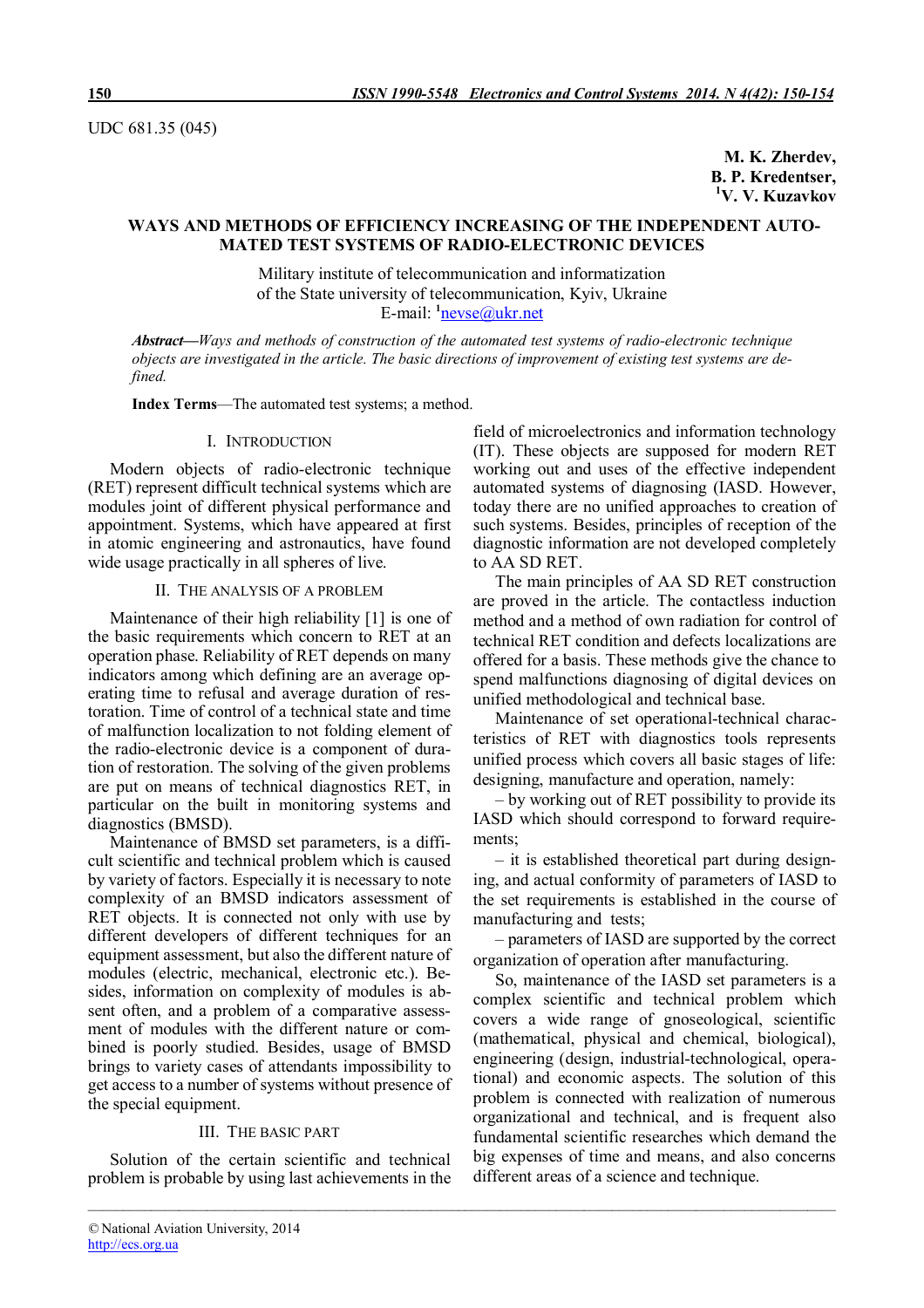UDC 681.35 (045)

**M. K. Zherdev,**
**B. P. Kredentser,**
**[1]V. V. Kuzavkov**

# WAYS AND METHODS OF EFFICIENCY INCREASING OF THE INDEPENDENT AUTOMATED TEST SYSTEMS OF RADIO-ELECTRONIC DEVICES

Military institute of telecommunication and informatization
of the State university of telecommunication, Kyiv, Ukraine
E-mail: [1]nevse@ukr.net

***Abstract*—***Ways and methods of construction of the automated test systems of radio-electronic technique objects are investigated in the article. The basic directions of improvement of existing test systems are defined.*

**Index Terms**—The automated test systems; a method.

## I. Introduction

Modern objects of radio-electronic technique (RET) represent difficult technical systems which are modules joint of different physical performance and appointment. Systems, which have appeared at first in atomic engineering and astronautics, have found wide usage practically in all spheres of live.

## II. The analysis of a problem

Maintenance of their high reliability [1] is one of the basic requirements which concern to RET at an operation phase. Reliability of RET depends on many indicators among which defining are an average operating time to refusal and average duration of restoration. Time of control of a technical state and time of malfunction localization to not folding element of the radio-electronic device is a component of duration of restoration. The solving of the given problems are put on means of technical diagnostics RET, in particular on the built in monitoring systems and diagnostics (BMSD).

Maintenance of BMSD set parameters, is a difficult scientific and technical problem which is caused by variety of factors. Especially it is necessary to note complexity of an BMSD indicators assessment of RET objects. It is connected not only with use by different developers of different techniques for an equipment assessment, but also the different nature of modules (electric, mechanical, electronic etc.). Besides, information on complexity of modules is absent often, and a problem of a comparative assessment of modules with the different nature or combined is poorly studied. Besides, usage of BMSD brings to variety cases of attendants impossibility to get access to a number of systems without presence of the special equipment.

## III. The basic part

Solution of the certain scientific and technical problem is probable by using last achievements in the field of microelectronics and information technology (IT). These objects are supposed for modern RET working out and uses of the effective independent automated systems of diagnosing (IASD. However, today there are no unified approaches to creation of such systems. Besides, principles of reception of the diagnostic information are not developed completely to AA SD RET.

The main principles of AA SD RET construction are proved in the article. The contactless induction method and a method of own radiation for control of technical RET condition and defects localizations are offered for a basis. These methods give the chance to spend malfunctions diagnosing of digital devices on unified methodological and technical base.

Maintenance of set operational-technical characteristics of RET with diagnostics tools represents unified process which covers all basic stages of life: designing, manufacture and operation, namely:

– by working out of RET possibility to provide its IASD which should correspond to forward requirements;

– it is established theoretical part during designing, and actual conformity of parameters of IASD to the set requirements is established in the course of manufacturing and tests;

– parameters of IASD are supported by the correct organization of operation after manufacturing.

So, maintenance of the IASD set parameters is a complex scientific and technical problem which covers a wide range of gnoseological, scientific (mathematical, physical and chemical, biological), engineering (design, industrial-technological, operational) and economic aspects. The solution of this problem is connected with realization of numerous organizational and technical, and is frequent also fundamental scientific researches which demand the big expenses of time and means, and also concerns different areas of a science and technique.

© National Aviation University, 2014
http://ecs.org.ua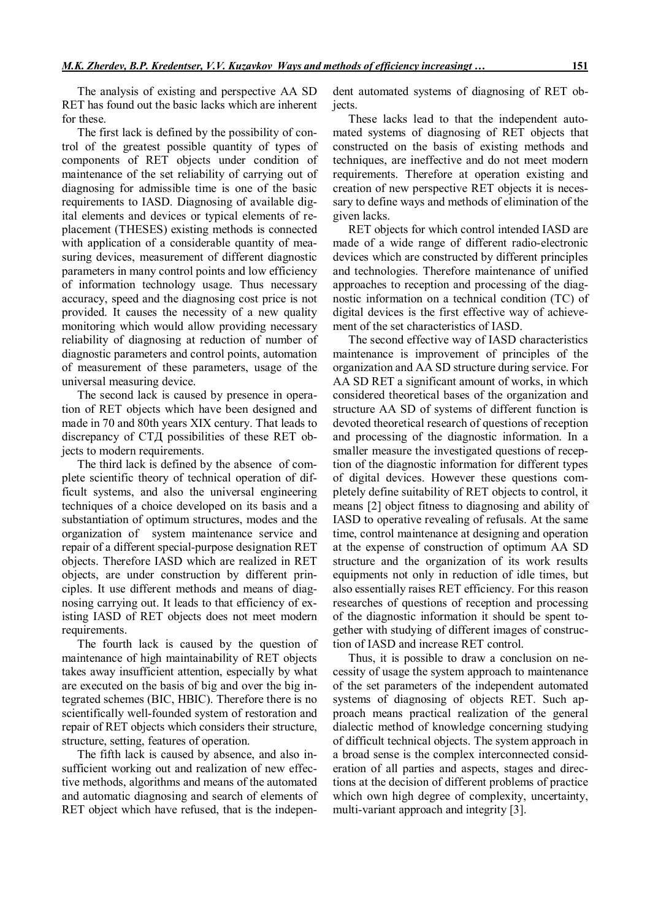The analysis of existing and perspective AA SD RET has found out the basic lacks which are inherent for these.

The first lack is defined by the possibility of control of the greatest possible quantity of types of components of RET objects under condition of maintenance of the set reliability of carrying out of diagnosing for admissible time is one of the basic requirements to IASD. Diagnosing of available digital elements and devices or typical elements of replacement (THESES) existing methods is connected with application of a considerable quantity of measuring devices, measurement of different diagnostic parameters in many control points and low efficiency of information technology usage. Thus necessary accuracy, speed and the diagnosing cost price is not provided. It causes the necessity of a new quality monitoring which would allow providing necessary reliability of diagnosing at reduction of number of diagnostic parameters and control points, automation of measurement of these parameters, usage of the universal measuring device.

The second lack is caused by presence in operation of RET objects which have been designed and made in 70 and 80th years XIX century. That leads to discrepancy of СТД possibilities of these RET objects to modern requirements.

The third lack is defined by the absence of complete scientific theory of technical operation of difficult systems, and also the universal engineering techniques of a choice developed on its basis and a substantiation of optimum structures, modes and the organization of system maintenance service and repair of a different special-purpose designation RET objects. Therefore IASD which are realized in RET objects, are under construction by different principles. It use different methods and means of diagnosing carrying out. It leads to that efficiency of existing IASD of RET objects does not meet modern requirements.

The fourth lack is caused by the question of maintenance of high maintainability of RET objects takes away insufficient attention, especially by what are executed on the basis of big and over the big integrated schemes (BIC, HBIC). Therefore there is no scientifically well-founded system of restoration and repair of RET objects which considers their structure, structure, setting, features of operation.

The fifth lack is caused by absence, and also insufficient working out and realization of new effective methods, algorithms and means of the automated and automatic diagnosing and search of elements of RET object which have refused, that is the independent automated systems of diagnosing of RET objects.

These lacks lead to that the independent automated systems of diagnosing of RET objects that constructed on the basis of existing methods and techniques, are ineffective and do not meet modern requirements. Therefore at operation existing and creation of new perspective RET objects it is necessary to define ways and methods of elimination of the given lacks.

RET objects for which control intended IASD are made of a wide range of different radio-electronic devices which are constructed by different principles and technologies. Therefore maintenance of unified approaches to reception and processing of the diagnostic information on a technical condition (TC) of digital devices is the first effective way of achievement of the set characteristics of IASD.

The second effective way of IASD characteristics maintenance is improvement of principles of the organization and AA SD structure during service. For AA SD RET a significant amount of works, in which considered theoretical bases of the organization and structure AA SD of systems of different function is devoted theoretical research of questions of reception and processing of the diagnostic information. In a smaller measure the investigated questions of reception of the diagnostic information for different types of digital devices. However these questions completely define suitability of RET objects to control, it means [2] object fitness to diagnosing and ability of IASD to operative revealing of refusals. At the same time, control maintenance at designing and operation at the expense of construction of optimum AA SD structure and the organization of its work results equipments not only in reduction of idle times, but also essentially raises RET efficiency. For this reason researches of questions of reception and processing of the diagnostic information it should be spent together with studying of different images of construction of IASD and increase RET control.

Thus, it is possible to draw a conclusion on necessity of usage the system approach to maintenance of the set parameters of the independent automated systems of diagnosing of objects RET. Such approach means practical realization of the general dialectic method of knowledge concerning studying of difficult technical objects. The system approach in a broad sense is the complex interconnected consideration of all parties and aspects, stages and directions at the decision of different problems of practice which own high degree of complexity, uncertainty, multi-variant approach and integrity [3].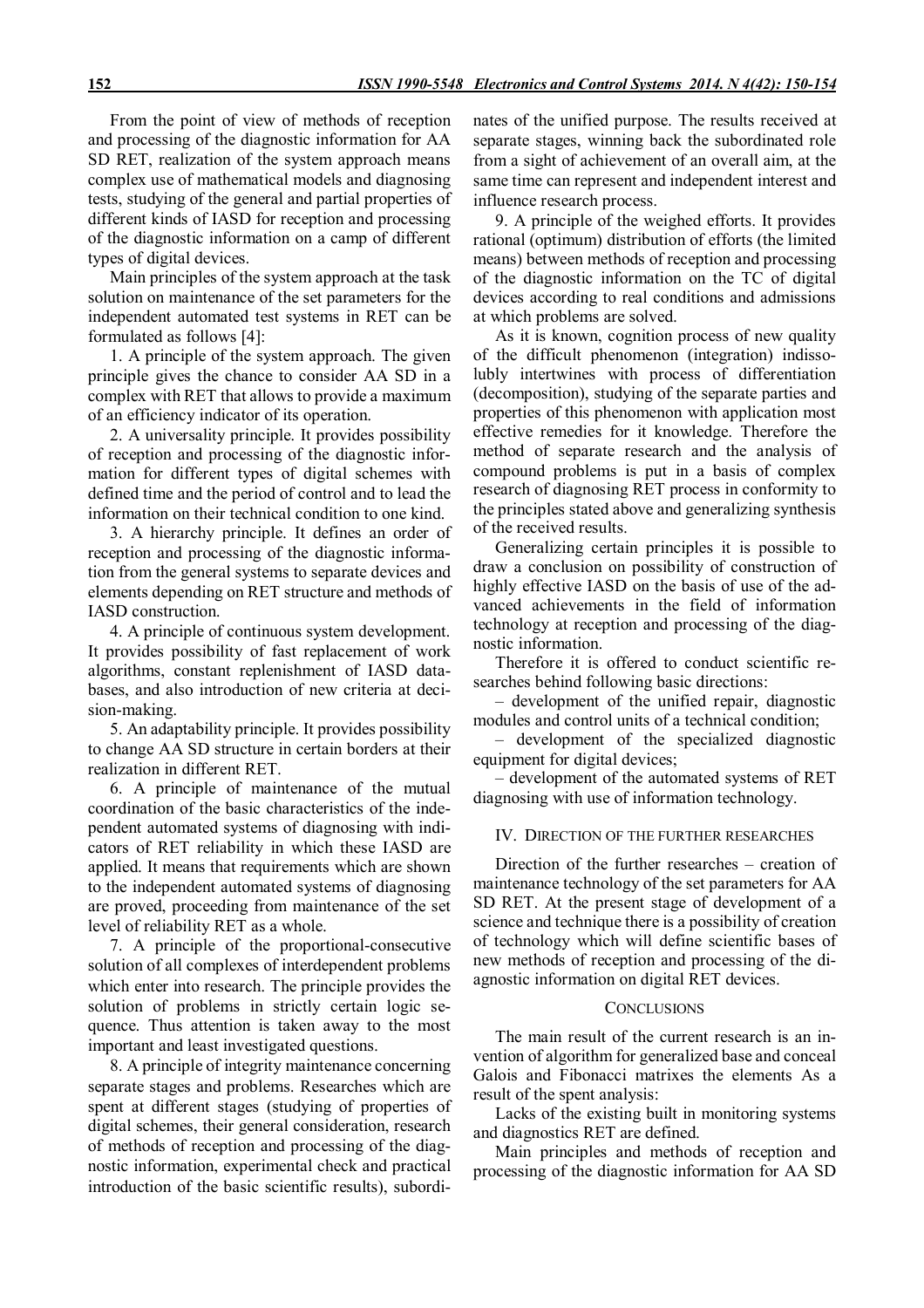From the point of view of methods of reception and processing of the diagnostic information for AA SD RET, realization of the system approach means complex use of mathematical models and diagnosing tests, studying of the general and partial properties of different kinds of IASD for reception and processing of the diagnostic information on a camp of different types of digital devices.

Main principles of the system approach at the task solution on maintenance of the set parameters for the independent automated test systems in RET can be formulated as follows [4]:

1. A principle of the system approach. The given principle gives the chance to consider AA SD in a complex with RET that allows to provide a maximum of an efficiency indicator of its operation.

2. A universality principle. It provides possibility of reception and processing of the diagnostic information for different types of digital schemes with defined time and the period of control and to lead the information on their technical condition to one kind.

3. A hierarchy principle. It defines an order of reception and processing of the diagnostic information from the general systems to separate devices and elements depending on RET structure and methods of IASD construction.

4. A principle of continuous system development. It provides possibility of fast replacement of work algorithms, constant replenishment of IASD databases, and also introduction of new criteria at decision-making.

5. An adaptability principle. It provides possibility to change AA SD structure in certain borders at their realization in different RET.

6. A principle of maintenance of the mutual coordination of the basic characteristics of the independent automated systems of diagnosing with indicators of RET reliability in which these IASD are applied. It means that requirements which are shown to the independent automated systems of diagnosing are proved, proceeding from maintenance of the set level of reliability RET as a whole.

7. A principle of the proportional-consecutive solution of all complexes of interdependent problems which enter into research. The principle provides the solution of problems in strictly certain logic sequence. Thus attention is taken away to the most important and least investigated questions.

8. A principle of integrity maintenance concerning separate stages and problems. Researches which are spent at different stages (studying of properties of digital schemes, their general consideration, research of methods of reception and processing of the diagnostic information, experimental check and practical introduction of the basic scientific results), subordinates of the unified purpose. The results received at separate stages, winning back the subordinated role from a sight of achievement of an overall aim, at the same time can represent and independent interest and influence research process.

9. A principle of the weighed efforts. It provides rational (optimum) distribution of efforts (the limited means) between methods of reception and processing of the diagnostic information on the TC of digital devices according to real conditions and admissions at which problems are solved.

As it is known, cognition process of new quality of the difficult phenomenon (integration) indissolubly intertwines with process of differentiation (decomposition), studying of the separate parties and properties of this phenomenon with application most effective remedies for it knowledge. Therefore the method of separate research and the analysis of compound problems is put in a basis of complex research of diagnosing RET process in conformity to the principles stated above and generalizing synthesis of the received results.

Generalizing certain principles it is possible to draw a conclusion on possibility of construction of highly effective IASD on the basis of use of the advanced achievements in the field of information technology at reception and processing of the diagnostic information.

Therefore it is offered to conduct scientific researches behind following basic directions:

– development of the unified repair, diagnostic modules and control units of a technical condition;

– development of the specialized diagnostic equipment for digital devices;

– development of the automated systems of RET diagnosing with use of information technology.

## IV. Direction of the further researches

Direction of the further researches – creation of maintenance technology of the set parameters for AA SD RET. At the present stage of development of a science and technique there is a possibility of creation of technology which will define scientific bases of new methods of reception and processing of the diagnostic information on digital RET devices.

## Conclusions

The main result of the current research is an invention of algorithm for generalized base and conceal Galois and Fibonacci matrixes the elements As a result of the spent analysis:

Lacks of the existing built in monitoring systems and diagnostics RET are defined.

Main principles and methods of reception and processing of the diagnostic information for AA SD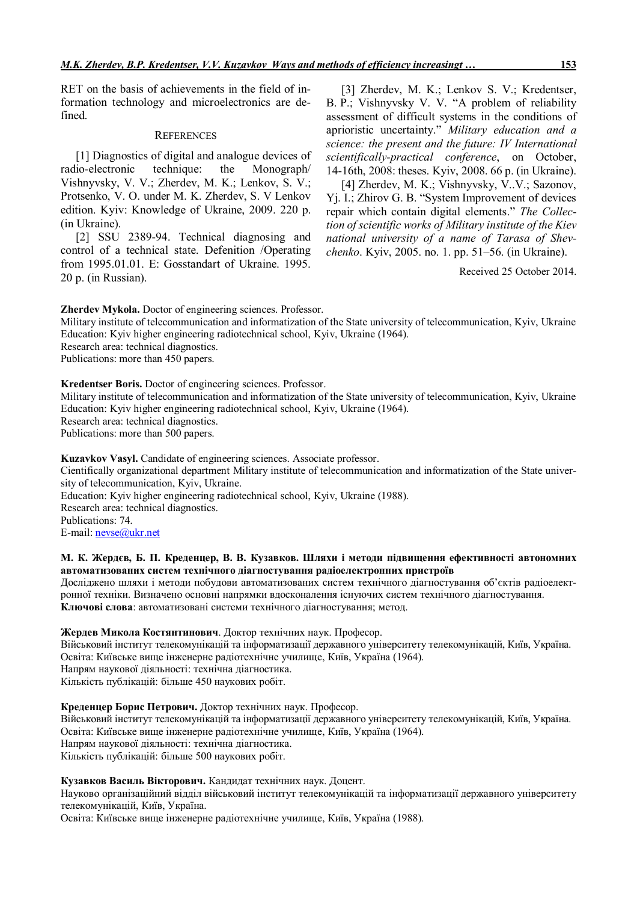RET on the basis of achievements in the field of information technology and microelectronics are defined.

## References

[1] Diagnostics of digital and analogue devices of radio-electronic technique: the Monograph/ Vishnyvsky, V. V.; Zherdev, M. K.; Lenkov, S. V.; Protsenko, V. O. under M. K. Zherdev, S. V Lenkov edition. Kyiv: Knowledge of Ukraine, 2009. 220 p. (in Ukraine).

[2] SSU 2389-94. Technical diagnosing and control of a technical state. Defenition /Operating from 1995.01.01. E: Gosstandart of Ukraine. 1995. 20 p. (in Russian).

[3] Zherdev, M. K.; Lenkov S. V.; Kredentser, B. P.; Vishnyvsky V. V. "A problem of reliability assessment of difficult systems in the conditions of aprioristic uncertainty." *Military education and a science: the present and the future: IV International scientifically-practical conference*, on October, 14-16th, 2008: theses. Kyiv, 2008. 66 p. (in Ukraine).

[4] Zherdev, M. K.; Vishnyvsky, V..V.; Sazonov, Yj. I.; Zhirov G. B. "System Improvement of devices repair which contain digital elements." *The Collection of scientific works of Military institute of the Kiev national university of a name of Tarasa of Shevchenko*. Kyiv, 2005. no. 1. pp. 51–56. (in Ukraine).

Received 25 October 2014.

**Zherdev Mykola.** Doctor of engineering sciences. Professor.
Military institute of telecommunication and informatization of the State university of telecommunication, Kyiv, Ukraine
Education: Kyiv higher engineering radiotechnical school, Kyiv, Ukraine (1964).
Research area: technical diagnostics.
Publications: more than 450 papers.

**Kredentser Boris.** Doctor of engineering sciences. Professor.
Military institute of telecommunication and informatization of the State university of telecommunication, Kyiv, Ukraine
Education: Kyiv higher engineering radiotechnical school, Kyiv, Ukraine (1964).
Research area: technical diagnostics.
Publications: more than 500 papers.

**Kuzavkov Vasyl.** Candidate of engineering sciences. Associate professor.
Cientifically organizational department Military institute of telecommunication and informatization of the State university of telecommunication, Kyiv, Ukraine.
Education: Kyiv higher engineering radiotechnical school, Kyiv, Ukraine (1988).
Research area: technical diagnostics.
Publications: 74.
E-mail: nevse@ukr.net

**М. К. Жердєв, Б. П. Креденцер, В. В. Кузавков. Шляхи і методи підвищення ефективності автономних автоматизованих систем технічного діагностування радіоелектронних пристроїв**

Досліджено шляхи і методи побудови автоматизованих систем технічного діагностування об'єктів радіоелектронної техніки. Визначено основні напрямки вдосконалення існуючих систем технічного діагностування.

**Ключові слова**: автоматизовані системи технічного діагностування; метод.

**Жердев Микола Костянтинович**. Доктор технічних наук. Професор.
Військовий інститут телекомунікацій та інформатизації державного університету телекомунікацій, Київ, Україна.
Освіта: Київське вище інженерне радіотехнічне училище, Київ, Україна (1964).
Напрям наукової діяльності: технічна діагностика.
Кількість публікацій: більше 450 наукових робіт.

**Креденцер Борис Петрович.** Доктор технічних наук. Професор.
Військовий інститут телекомунікацій та інформатизації державного університету телекомунікацій, Київ, Україна.
Освіта: Київське вище інженерне радіотехнічне училище, Київ, Україна (1964).
Напрям наукової діяльності: технічна діагностика.
Кількість публікацій: більше 500 наукових робіт.

**Кузавков Василь Вікторович.** Кандидат технічних наук. Доцент.
Науково організаційний відділ військовий інститут телекомунікацій та інформатизації державного університету телекомунікацій, Київ, Україна.
Освіта: Київське вище інженерне радіотехнічне училище, Київ, Україна (1988).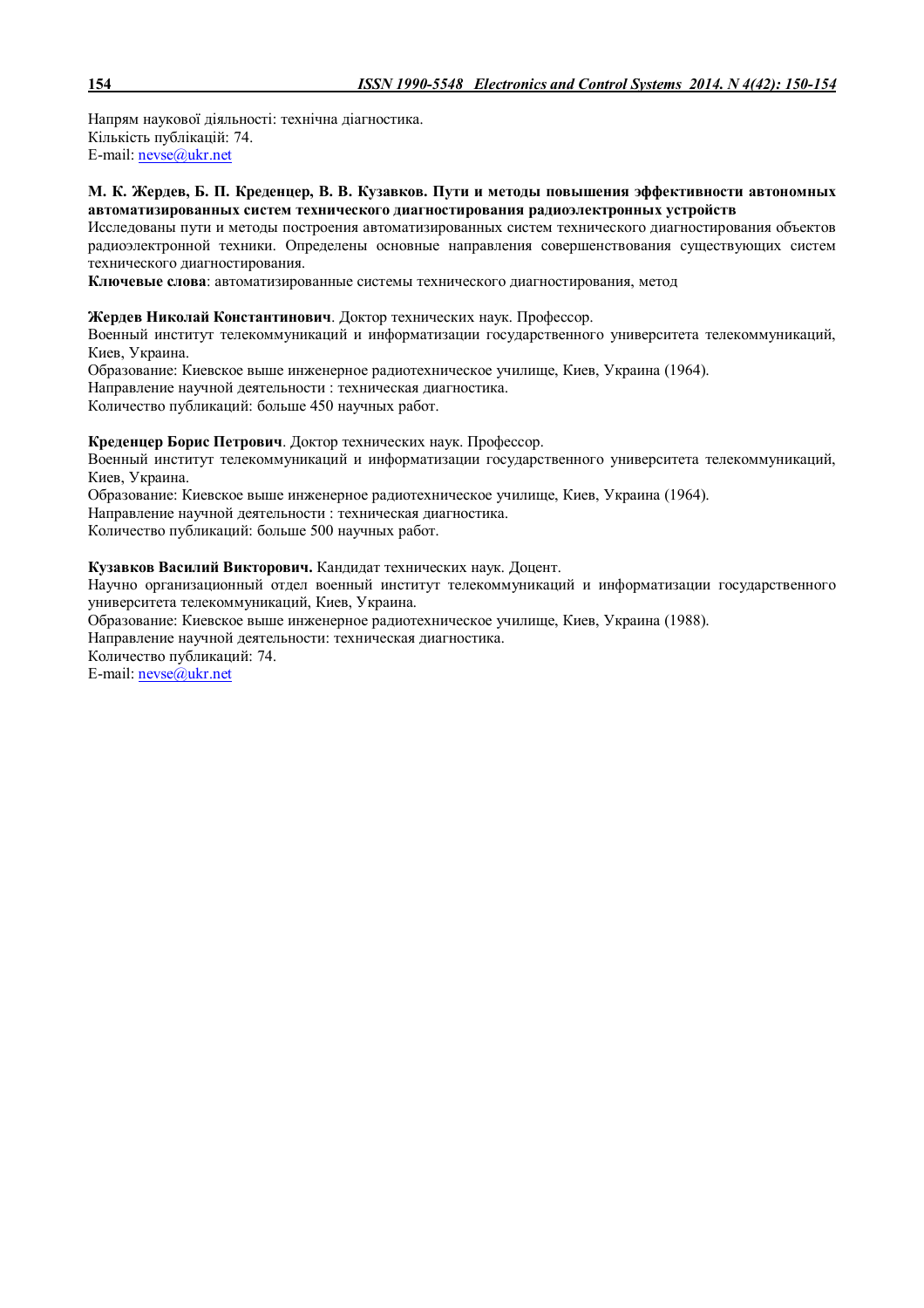Напрям наукової діяльності: технічна діагностика.
Кількість публікацій: 74.
E-mail: nevse@ukr.net

**М. К. Жердев, Б. П. Креденцер, В. В. Кузавков. Пути и методы повышения эффективности автономных автоматизированных систем технического диагностирования радиоэлектронных устройств**

Исследованы пути и методы построения автоматизированных систем технического диагностирования объектов радиоэлектронной техники. Определены основные направления совершенствования существующих систем технического диагностирования.

**Ключевые слова**: автоматизированные системы технического диагностирования, метод

**Жердев Николай Константинович**. Доктор технических наук. Профессор.
Военный институт телекоммуникаций и информатизации государственного университета телекоммуникаций, Киев, Украина.
Образование: Киевское выше инженерное радиотехническое училище, Киев, Украина (1964).
Направление научной деятельности : техническая диагностика.
Количество публикаций: больше 450 научных работ.

**Креденцер Борис Петрович**. Доктор технических наук. Профессор.
Военный институт телекоммуникаций и информатизации государственного университета телекоммуникаций, Киев, Украина.
Образование: Киевское выше инженерное радиотехническое училище, Киев, Украина (1964).
Направление научной деятельности : техническая диагностика.
Количество публикаций: больше 500 научных работ.

**Кузавков Василий Викторович.** Кандидат технических наук. Доцент.
Научно организационный отдел военный институт телекоммуникаций и информатизации государственного университета телекоммуникаций, Киев, Украина.
Образование: Киевское выше инженерное радиотехническое училище, Киев, Украина (1988).
Направление научной деятельности: техническая диагностика.
Количество публикаций: 74.
E-mail: nevse@ukr.net